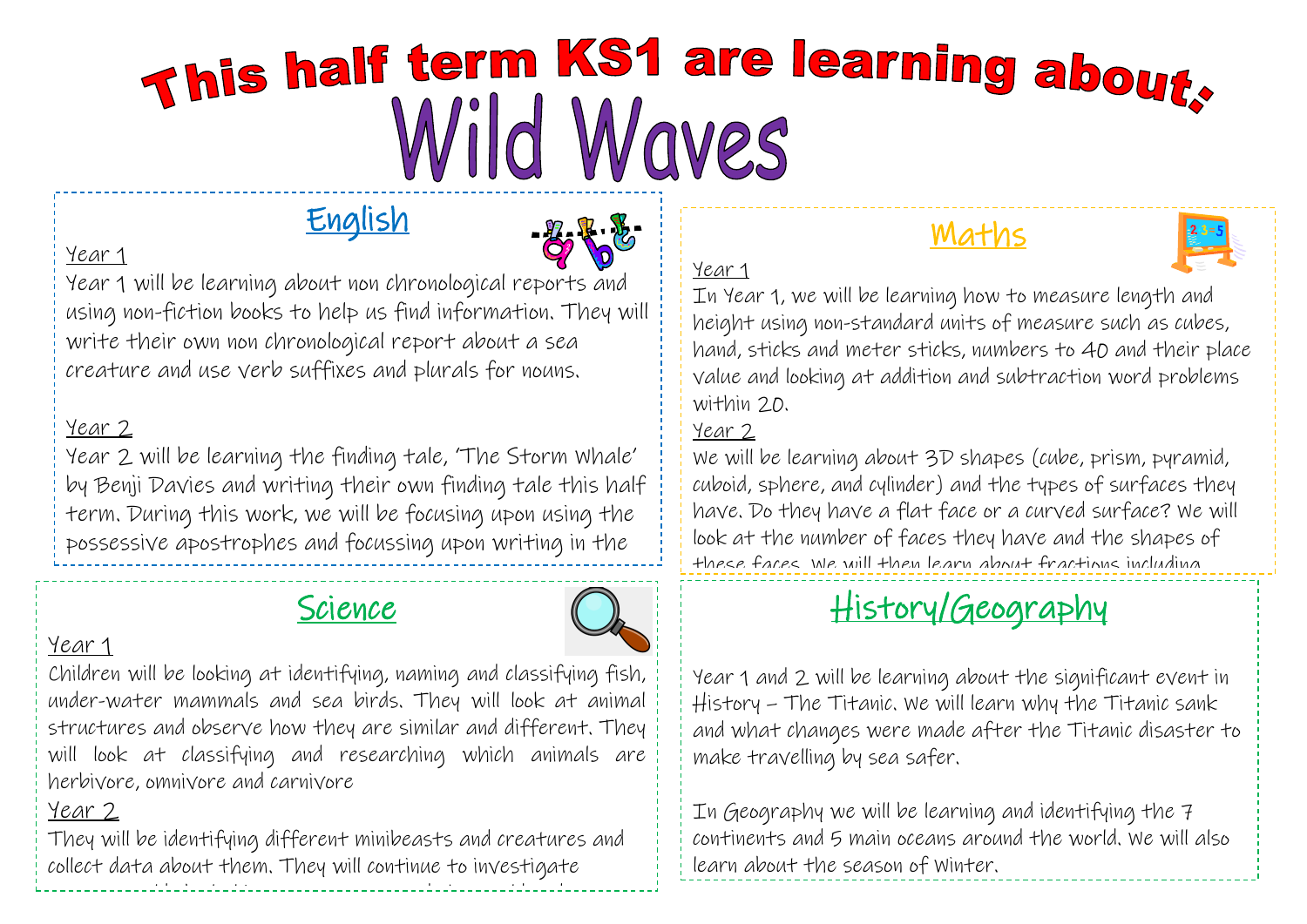# This half term KS1 are learning about: Wild Waves

## English

Year 1

Year 1 will be learning about non chronological reports and using non-fiction books to help us find information. They will write their own non chronological report about a sea creature and use verb suffixes and plurals for nouns.

Year 2

Year 2 will be learning the finding tale, 'The Storm Whale' by Benji Davies and writing their own finding tale this half term. During this work, we will be focusing upon using the possessive apostrophes and focussing upon writing in the

## Maths

Year 1

In Year 1, we will be learning how to measure length and height using non-standard units of measure such as cubes, hand, sticks and meter sticks, numbers to 40 and their place value and looking at addition and subtraction word problems within 20.

Year 2

We will be learning about 3D shapes (cube, prism, pyramid, cuboid, sphere, and cylinder) and the types of surfaces they have. Do they have a flat face or a curved surface? We will look at the number of faces they have and the shapes of these faces. We will then learn about fractions including

## Science

Year 1

Children will be looking at identifying, naming and classifying fish, under-water mammals and sea birds. They will look at animal structures and observe how they are similar and different. They will look at classifying and researching which animals are herbivore, omnivore and carnivore

Year 2

They will be identifying different minibeasts and creatures and collect data about them. They will continue to investigate

## History/Geography

Year 1 and 2 will be learning about the significant event in History – The Titanic. We will learn why the Titanic sank and what changes were made after the Titanic disaster to make travelling by sea safer.

In Geography we will be learning and identifying the 7 continents and 5 main oceans around the world. We will also learn about the season of Winter.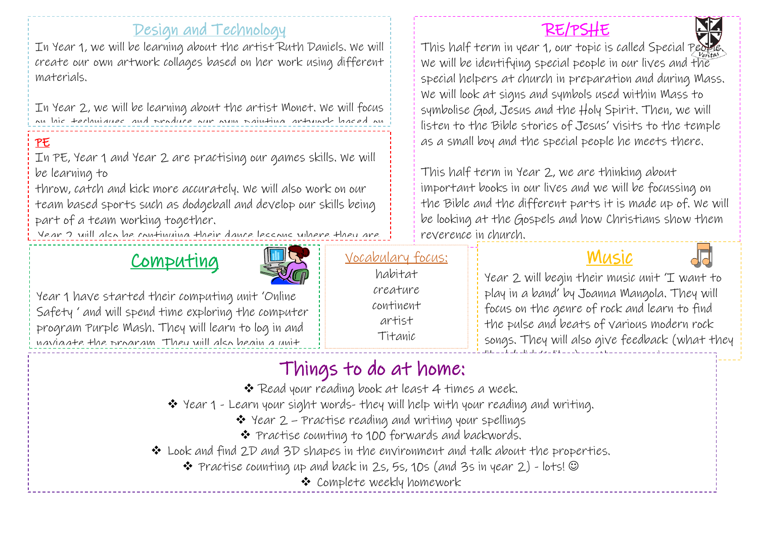## Design and Technology

In Year 1, we will be learning about the artist Ruth Daniels. We will create our own artwork collages based on her work using different materials.

In Year 2, we will be learning about the artist Monet. We will focus on his techniques and produce our own painting artwork based on

## PE

In PE, Year 1 and Year 2 are practising our games skills. We will be learning to
throw, catch and kick more accurately. We will also work on our team based sports such as dodgeball and develop our skills being part of a team working together.
Year 2 will also be continuing their dance lessons where they are

## Computing

Year 1 have started their computing unit 'Online Safety ' and will spend time exploring the computer program Purple Mash. They will learn to log in and navigate the program. They will also begin a unit

## Vocabulary focus:

habitat
creature
continent
artist
Titanic

## RE/PSHE

This half term in year 1, our topic is called Special People. We will be identifying special people in our lives and the special helpers at church in preparation and during Mass. We will look at signs and symbols used within Mass to symbolise God, Jesus and the Holy Spirit. Then, we will listen to the Bible stories of Jesus' visits to the temple as a small boy and the special people he meets there.

This half term in Year 2, we are thinking about important books in our lives and we will be focussing on the Bible and the different parts it is made up of. We will be looking at the Gospels and how Christians show them reverence in church.

## Music

Year 2 will begin their music unit 'I want to play in a band' by Joanna Mangola. They will focus on the genre of rock and learn to find the pulse and beats of various modern rock songs. They will also give feedback (what they

# Things to do at home:

- Read your reading book at least 4 times a week.
- Year 1 - Learn your sight words- they will help with your reading and writing.
- Year 2 – Practise reading and writing your spellings
- Practise counting to 100 forwards and backwords.
- Look and find 2D and 3D shapes in the environment and talk about the properties.
- Practise counting up and back in 2s, 5s, 10s (and 3s in year 2) - lots! ☺
- Complete weekly homework